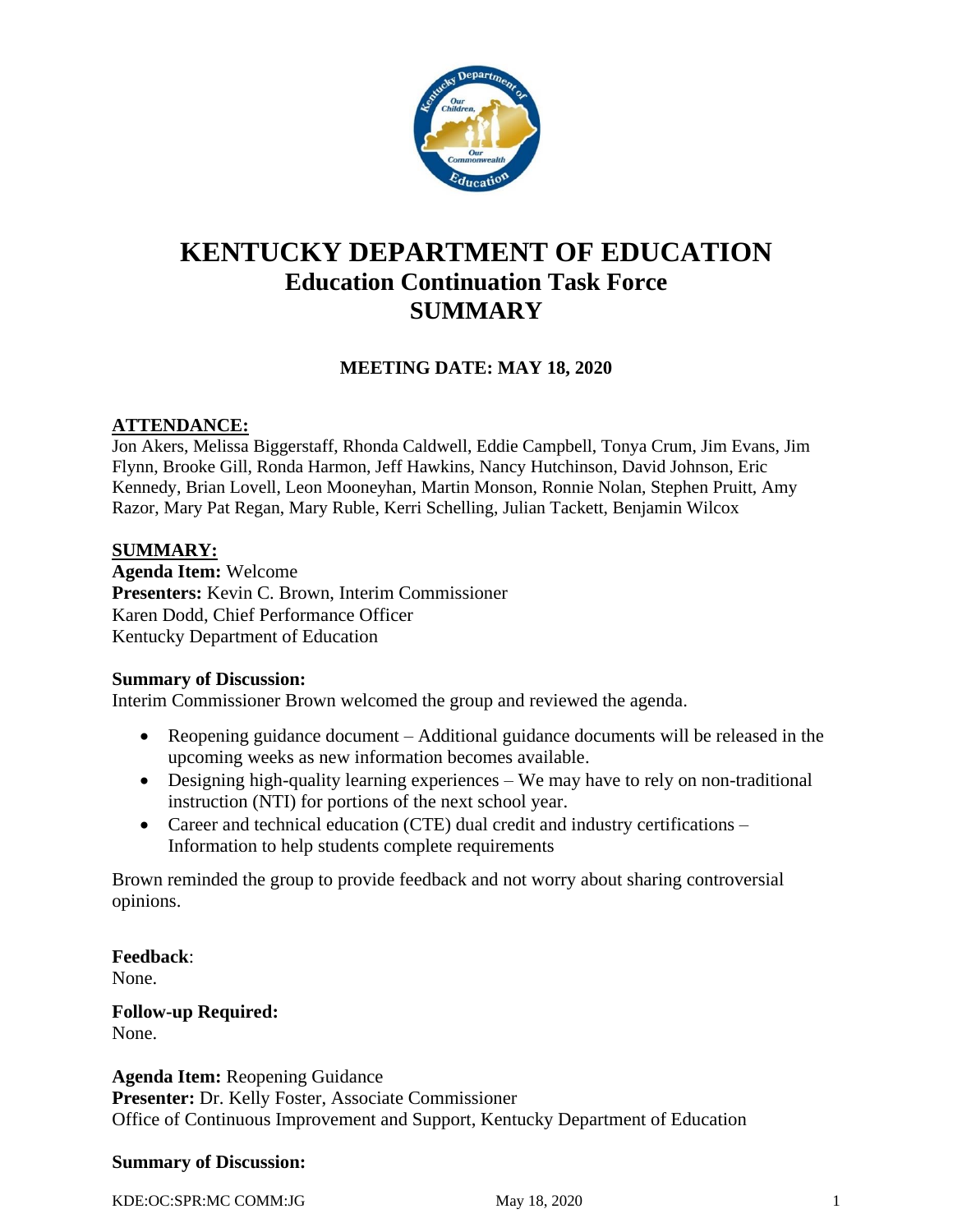# KENTUCKY DEPARTMENT OF EDUCATION
## Education Continuation Task Force
## SUMMARY

**MEETING DATE: MAY 18, 2020**

**ATTENDANCE:**

Jon Akers, Melissa Biggerstaff, Rhonda Caldwell, Eddie Campbell, Tonya Crum, Jim Evans, Jim Flynn, Brooke Gill, Ronda Harmon, Jeff Hawkins, Nancy Hutchinson, David Johnson, Eric Kennedy, Brian Lovell, Leon Mooneyhan, Martin Monson, Ronnie Nolan, Stephen Pruitt, Amy Razor, Mary Pat Regan, Mary Ruble, Kerri Schelling, Julian Tackett, Benjamin Wilcox

**SUMMARY:**

**Agenda Item:** Welcome
**Presenters:** Kevin C. Brown, Interim Commissioner
Karen Dodd, Chief Performance Officer
Kentucky Department of Education

**Summary of Discussion:**
Interim Commissioner Brown welcomed the group and reviewed the agenda.

- Reopening guidance document – Additional guidance documents will be released in the upcoming weeks as new information becomes available.
- Designing high-quality learning experiences – We may have to rely on non-traditional instruction (NTI) for portions of the next school year.
- Career and technical education (CTE) dual credit and industry certifications – Information to help students complete requirements

Brown reminded the group to provide feedback and not worry about sharing controversial opinions.

**Feedback**:
None.

**Follow-up Required:**
None.

**Agenda Item:** Reopening Guidance
**Presenter:** Dr. Kelly Foster, Associate Commissioner
Office of Continuous Improvement and Support, Kentucky Department of Education

**Summary of Discussion:**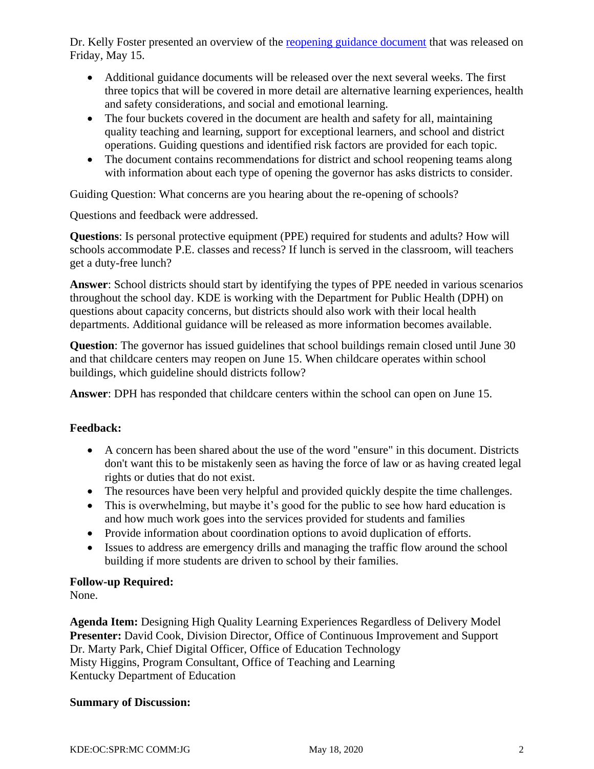Dr. Kelly Foster presented an overview of the [reopening guidance document](#) that was released on Friday, May 15.

- Additional guidance documents will be released over the next several weeks. The first three topics that will be covered in more detail are alternative learning experiences, health and safety considerations, and social and emotional learning.
- The four buckets covered in the document are health and safety for all, maintaining quality teaching and learning, support for exceptional learners, and school and district operations. Guiding questions and identified risk factors are provided for each topic.
- The document contains recommendations for district and school reopening teams along with information about each type of opening the governor has asks districts to consider.

Guiding Question: What concerns are you hearing about the re-opening of schools?

Questions and feedback were addressed.

**Questions**: Is personal protective equipment (PPE) required for students and adults? How will schools accommodate P.E. classes and recess? If lunch is served in the classroom, will teachers get a duty-free lunch?

**Answer**: School districts should start by identifying the types of PPE needed in various scenarios throughout the school day. KDE is working with the Department for Public Health (DPH) on questions about capacity concerns, but districts should also work with their local health departments. Additional guidance will be released as more information becomes available.

**Question**: The governor has issued guidelines that school buildings remain closed until June 30 and that childcare centers may reopen on June 15. When childcare operates within school buildings, which guideline should districts follow?

**Answer**: DPH has responded that childcare centers within the school can open on June 15.

**Feedback:**

- A concern has been shared about the use of the word "ensure" in this document. Districts don't want this to be mistakenly seen as having the force of law or as having created legal rights or duties that do not exist.
- The resources have been very helpful and provided quickly despite the time challenges.
- This is overwhelming, but maybe it's good for the public to see how hard education is and how much work goes into the services provided for students and families
- Provide information about coordination options to avoid duplication of efforts.
- Issues to address are emergency drills and managing the traffic flow around the school building if more students are driven to school by their families.

**Follow-up Required:**
None.

**Agenda Item:** Designing High Quality Learning Experiences Regardless of Delivery Model
**Presenter:** David Cook, Division Director, Office of Continuous Improvement and Support
Dr. Marty Park, Chief Digital Officer, Office of Education Technology
Misty Higgins, Program Consultant, Office of Teaching and Learning
Kentucky Department of Education

**Summary of Discussion:**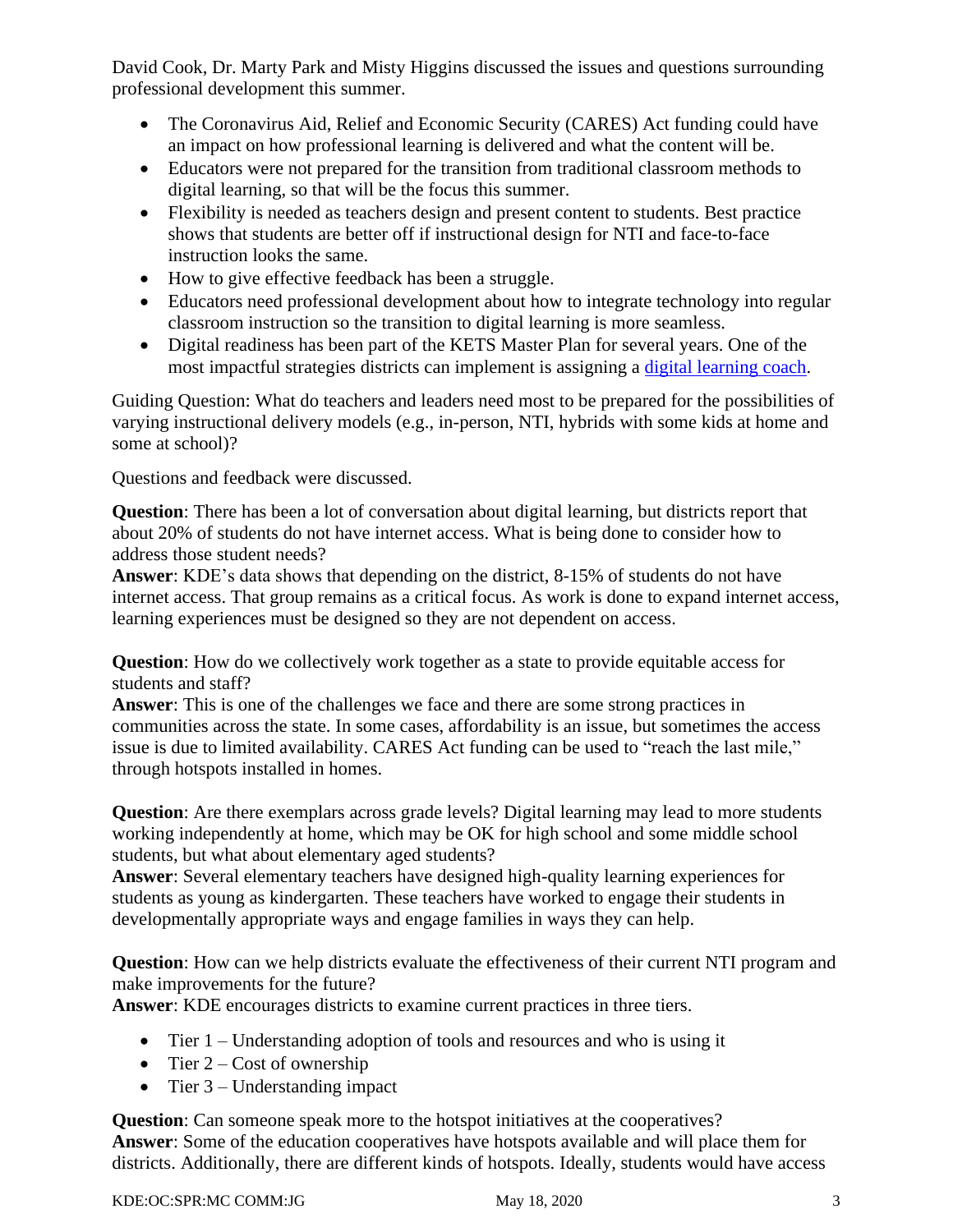David Cook, Dr. Marty Park and Misty Higgins discussed the issues and questions surrounding professional development this summer.

- The Coronavirus Aid, Relief and Economic Security (CARES) Act funding could have an impact on how professional learning is delivered and what the content will be.
- Educators were not prepared for the transition from traditional classroom methods to digital learning, so that will be the focus this summer.
- Flexibility is needed as teachers design and present content to students. Best practice shows that students are better off if instructional design for NTI and face-to-face instruction looks the same.
- How to give effective feedback has been a struggle.
- Educators need professional development about how to integrate technology into regular classroom instruction so the transition to digital learning is more seamless.
- Digital readiness has been part of the KETS Master Plan for several years. One of the most impactful strategies districts can implement is assigning a digital learning coach.

Guiding Question: What do teachers and leaders need most to be prepared for the possibilities of varying instructional delivery models (e.g., in-person, NTI, hybrids with some kids at home and some at school)?

Questions and feedback were discussed.

**Question**: There has been a lot of conversation about digital learning, but districts report that about 20% of students do not have internet access. What is being done to consider how to address those student needs?
**Answer**: KDE's data shows that depending on the district, 8-15% of students do not have internet access. That group remains as a critical focus. As work is done to expand internet access, learning experiences must be designed so they are not dependent on access.

**Question**: How do we collectively work together as a state to provide equitable access for students and staff?
**Answer**: This is one of the challenges we face and there are some strong practices in communities across the state. In some cases, affordability is an issue, but sometimes the access issue is due to limited availability. CARES Act funding can be used to "reach the last mile," through hotspots installed in homes.

**Question**: Are there exemplars across grade levels? Digital learning may lead to more students working independently at home, which may be OK for high school and some middle school students, but what about elementary aged students?
**Answer**: Several elementary teachers have designed high-quality learning experiences for students as young as kindergarten. These teachers have worked to engage their students in developmentally appropriate ways and engage families in ways they can help.

**Question**: How can we help districts evaluate the effectiveness of their current NTI program and make improvements for the future?
**Answer**: KDE encourages districts to examine current practices in three tiers.

- Tier 1 – Understanding adoption of tools and resources and who is using it
- Tier 2 – Cost of ownership
- Tier 3 – Understanding impact

**Question**: Can someone speak more to the hotspot initiatives at the cooperatives?
**Answer**: Some of the education cooperatives have hotspots available and will place them for districts. Additionally, there are different kinds of hotspots. Ideally, students would have access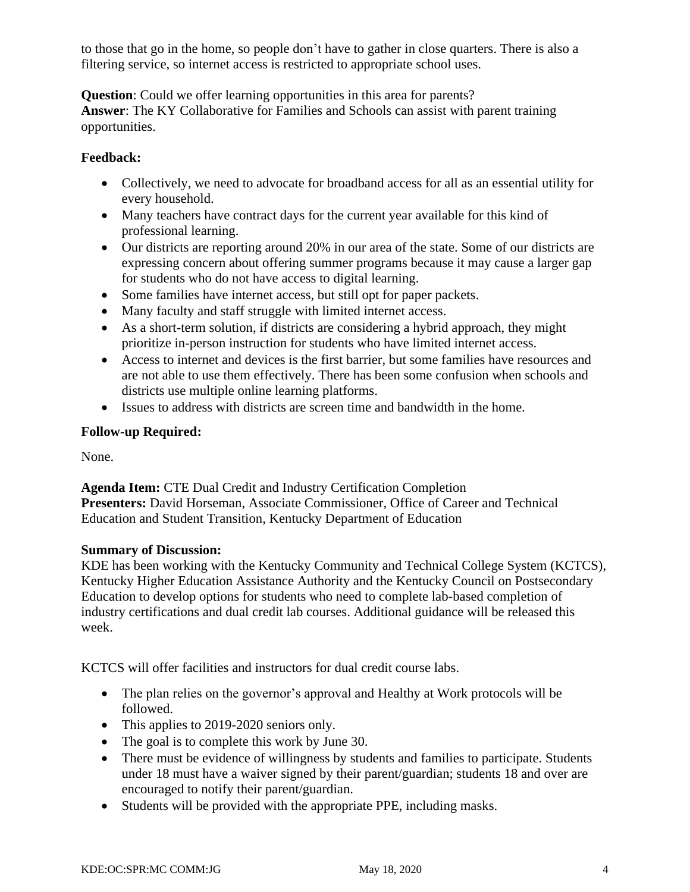to those that go in the home, so people don't have to gather in close quarters. There is also a filtering service, so internet access is restricted to appropriate school uses.

**Question**: Could we offer learning opportunities in this area for parents?
**Answer**: The KY Collaborative for Families and Schools can assist with parent training opportunities.

**Feedback:**

- Collectively, we need to advocate for broadband access for all as an essential utility for every household.
- Many teachers have contract days for the current year available for this kind of professional learning.
- Our districts are reporting around 20% in our area of the state. Some of our districts are expressing concern about offering summer programs because it may cause a larger gap for students who do not have access to digital learning.
- Some families have internet access, but still opt for paper packets.
- Many faculty and staff struggle with limited internet access.
- As a short-term solution, if districts are considering a hybrid approach, they might prioritize in-person instruction for students who have limited internet access.
- Access to internet and devices is the first barrier, but some families have resources and are not able to use them effectively. There has been some confusion when schools and districts use multiple online learning platforms.
- Issues to address with districts are screen time and bandwidth in the home.

**Follow-up Required:**

None.

**Agenda Item:** CTE Dual Credit and Industry Certification Completion
**Presenters:** David Horseman, Associate Commissioner, Office of Career and Technical Education and Student Transition, Kentucky Department of Education

**Summary of Discussion:**
KDE has been working with the Kentucky Community and Technical College System (KCTCS), Kentucky Higher Education Assistance Authority and the Kentucky Council on Postsecondary Education to develop options for students who need to complete lab-based completion of industry certifications and dual credit lab courses. Additional guidance will be released this week.

KCTCS will offer facilities and instructors for dual credit course labs.

- The plan relies on the governor's approval and Healthy at Work protocols will be followed.
- This applies to 2019-2020 seniors only.
- The goal is to complete this work by June 30.
- There must be evidence of willingness by students and families to participate. Students under 18 must have a waiver signed by their parent/guardian; students 18 and over are encouraged to notify their parent/guardian.
- Students will be provided with the appropriate PPE, including masks.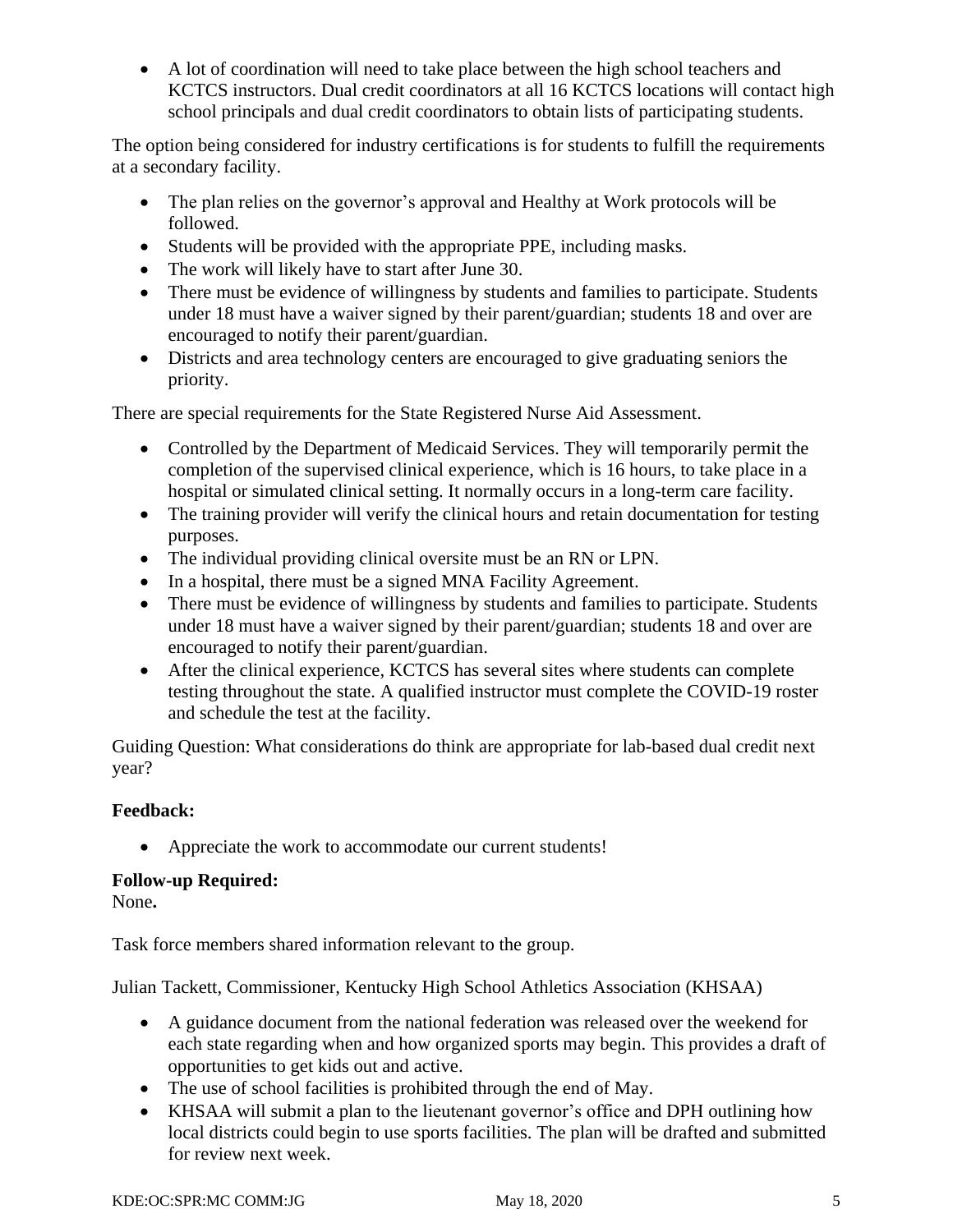- A lot of coordination will need to take place between the high school teachers and KCTCS instructors. Dual credit coordinators at all 16 KCTCS locations will contact high school principals and dual credit coordinators to obtain lists of participating students.

The option being considered for industry certifications is for students to fulfill the requirements at a secondary facility.

- The plan relies on the governor's approval and Healthy at Work protocols will be followed.
- Students will be provided with the appropriate PPE, including masks.
- The work will likely have to start after June 30.
- There must be evidence of willingness by students and families to participate. Students under 18 must have a waiver signed by their parent/guardian; students 18 and over are encouraged to notify their parent/guardian.
- Districts and area technology centers are encouraged to give graduating seniors the priority.

There are special requirements for the State Registered Nurse Aid Assessment.

- Controlled by the Department of Medicaid Services. They will temporarily permit the completion of the supervised clinical experience, which is 16 hours, to take place in a hospital or simulated clinical setting. It normally occurs in a long-term care facility.
- The training provider will verify the clinical hours and retain documentation for testing purposes.
- The individual providing clinical oversite must be an RN or LPN.
- In a hospital, there must be a signed MNA Facility Agreement.
- There must be evidence of willingness by students and families to participate. Students under 18 must have a waiver signed by their parent/guardian; students 18 and over are encouraged to notify their parent/guardian.
- After the clinical experience, KCTCS has several sites where students can complete testing throughout the state. A qualified instructor must complete the COVID-19 roster and schedule the test at the facility.

Guiding Question: What considerations do think are appropriate for lab-based dual credit next year?

**Feedback:**

- Appreciate the work to accommodate our current students!

**Follow-up Required:**
None**.**

Task force members shared information relevant to the group.

Julian Tackett, Commissioner, Kentucky High School Athletics Association (KHSAA)

- A guidance document from the national federation was released over the weekend for each state regarding when and how organized sports may begin. This provides a draft of opportunities to get kids out and active.
- The use of school facilities is prohibited through the end of May.
- KHSAA will submit a plan to the lieutenant governor's office and DPH outlining how local districts could begin to use sports facilities. The plan will be drafted and submitted for review next week.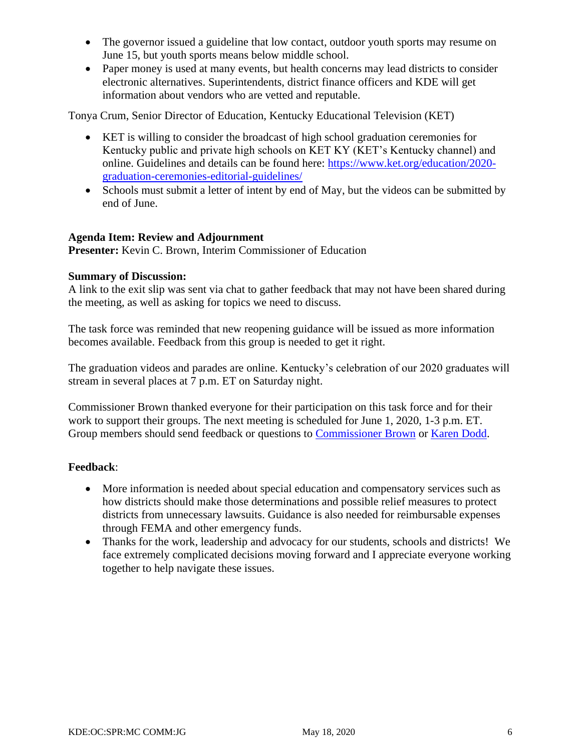- The governor issued a guideline that low contact, outdoor youth sports may resume on June 15, but youth sports means below middle school.
- Paper money is used at many events, but health concerns may lead districts to consider electronic alternatives. Superintendents, district finance officers and KDE will get information about vendors who are vetted and reputable.

Tonya Crum, Senior Director of Education, Kentucky Educational Television (KET)

- KET is willing to consider the broadcast of high school graduation ceremonies for Kentucky public and private high schools on KET KY (KET's Kentucky channel) and online. Guidelines and details can be found here: [https://www.ket.org/education/2020-graduation-ceremonies-editorial-guidelines/](https://www.ket.org/education/2020-graduation-ceremonies-editorial-guidelines/)
- Schools must submit a letter of intent by end of May, but the videos can be submitted by end of June.

**Agenda Item: Review and Adjournment**
**Presenter:** Kevin C. Brown, Interim Commissioner of Education

**Summary of Discussion:**
A link to the exit slip was sent via chat to gather feedback that may not have been shared during the meeting, as well as asking for topics we need to discuss.

The task force was reminded that new reopening guidance will be issued as more information becomes available. Feedback from this group is needed to get it right.

The graduation videos and parades are online. Kentucky's celebration of our 2020 graduates will stream in several places at 7 p.m. ET on Saturday night.

Commissioner Brown thanked everyone for their participation on this task force and for their work to support their groups. The next meeting is scheduled for June 1, 2020, 1-3 p.m. ET. Group members should send feedback or questions to Commissioner Brown or Karen Dodd.

**Feedback**:

- More information is needed about special education and compensatory services such as how districts should make those determinations and possible relief measures to protect districts from unnecessary lawsuits. Guidance is also needed for reimbursable expenses through FEMA and other emergency funds.
- Thanks for the work, leadership and advocacy for our students, schools and districts! We face extremely complicated decisions moving forward and I appreciate everyone working together to help navigate these issues.